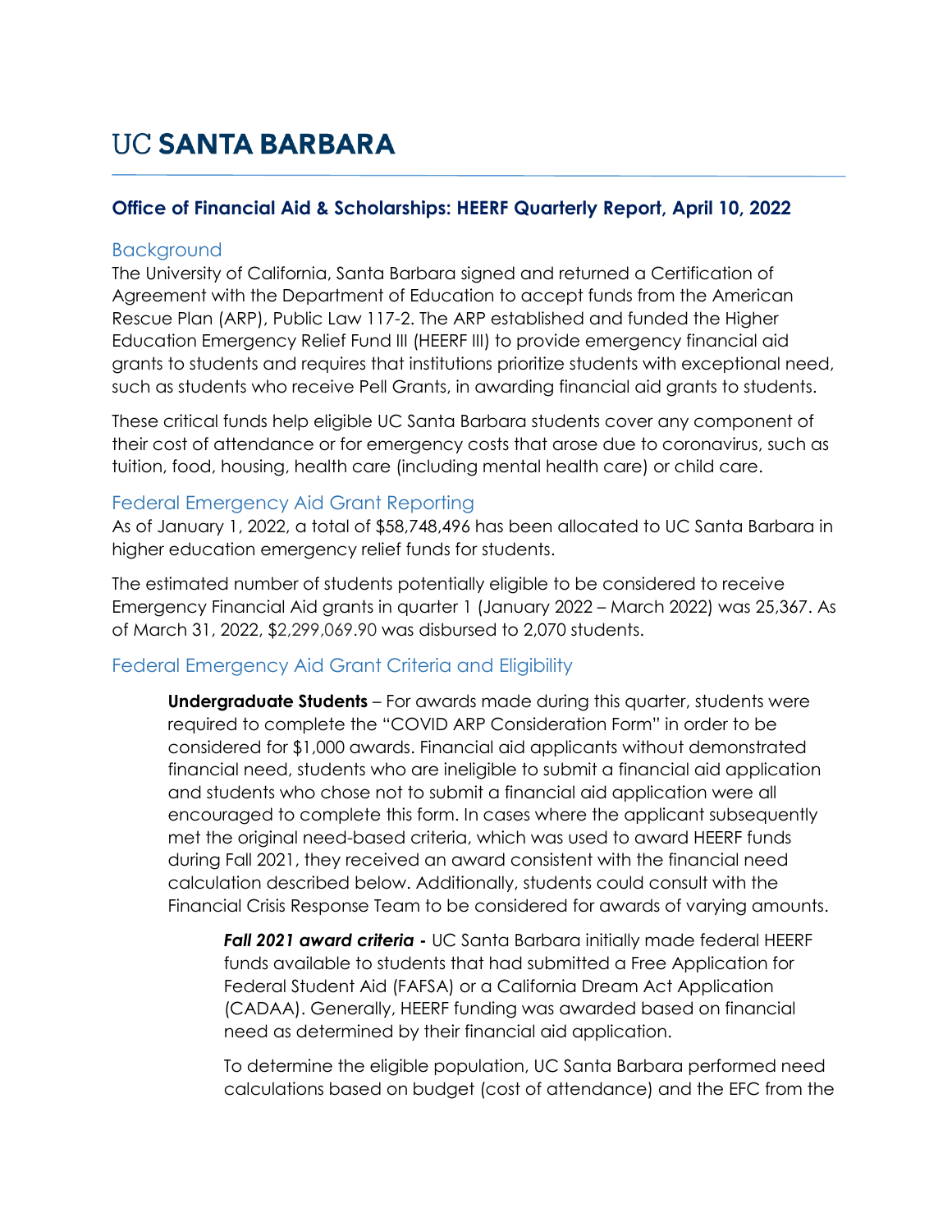# UC SANTA BARBARA

## Office of Financial Aid & Scholarships: HEERF Quarterly Report, April 10, 2022

### Background

The University of California, Santa Barbara signed and returned a Certification of Agreement with the Department of Education to accept funds from the American Rescue Plan (ARP), Public Law 117-2. The ARP established and funded the Higher Education Emergency Relief Fund III (HEERF III) to provide emergency financial aid grants to students and requires that institutions prioritize students with exceptional need, such as students who receive Pell Grants, in awarding financial aid grants to students.

These critical funds help eligible UC Santa Barbara students cover any component of their cost of attendance or for emergency costs that arose due to coronavirus, such as tuition, food, housing, health care (including mental health care) or child care.

### Federal Emergency Aid Grant Reporting

As of January 1, 2022, a total of $58,748,496 has been allocated to UC Santa Barbara in higher education emergency relief funds for students.

The estimated number of students potentially eligible to be considered to receive Emergency Financial Aid grants in quarter 1 (January 2022 – March 2022) was 25,367. As of March 31, 2022, $2,299,069.90 was disbursed to 2,070 students.

### Federal Emergency Aid Grant Criteria and Eligibility

**Undergraduate Students** – For awards made during this quarter, students were required to complete the "COVID ARP Consideration Form" in order to be considered for $1,000 awards. Financial aid applicants without demonstrated financial need, students who are ineligible to submit a financial aid application and students who chose not to submit a financial aid application were all encouraged to complete this form. In cases where the applicant subsequently met the original need-based criteria, which was used to award HEERF funds during Fall 2021, they received an award consistent with the financial need calculation described below. Additionally, students could consult with the Financial Crisis Response Team to be considered for awards of varying amounts.

***Fall 2021 award criteria*** - UC Santa Barbara initially made federal HEERF funds available to students that had submitted a Free Application for Federal Student Aid (FAFSA) or a California Dream Act Application (CADAA). Generally, HEERF funding was awarded based on financial need as determined by their financial aid application.

To determine the eligible population, UC Santa Barbara performed need calculations based on budget (cost of attendance) and the EFC from the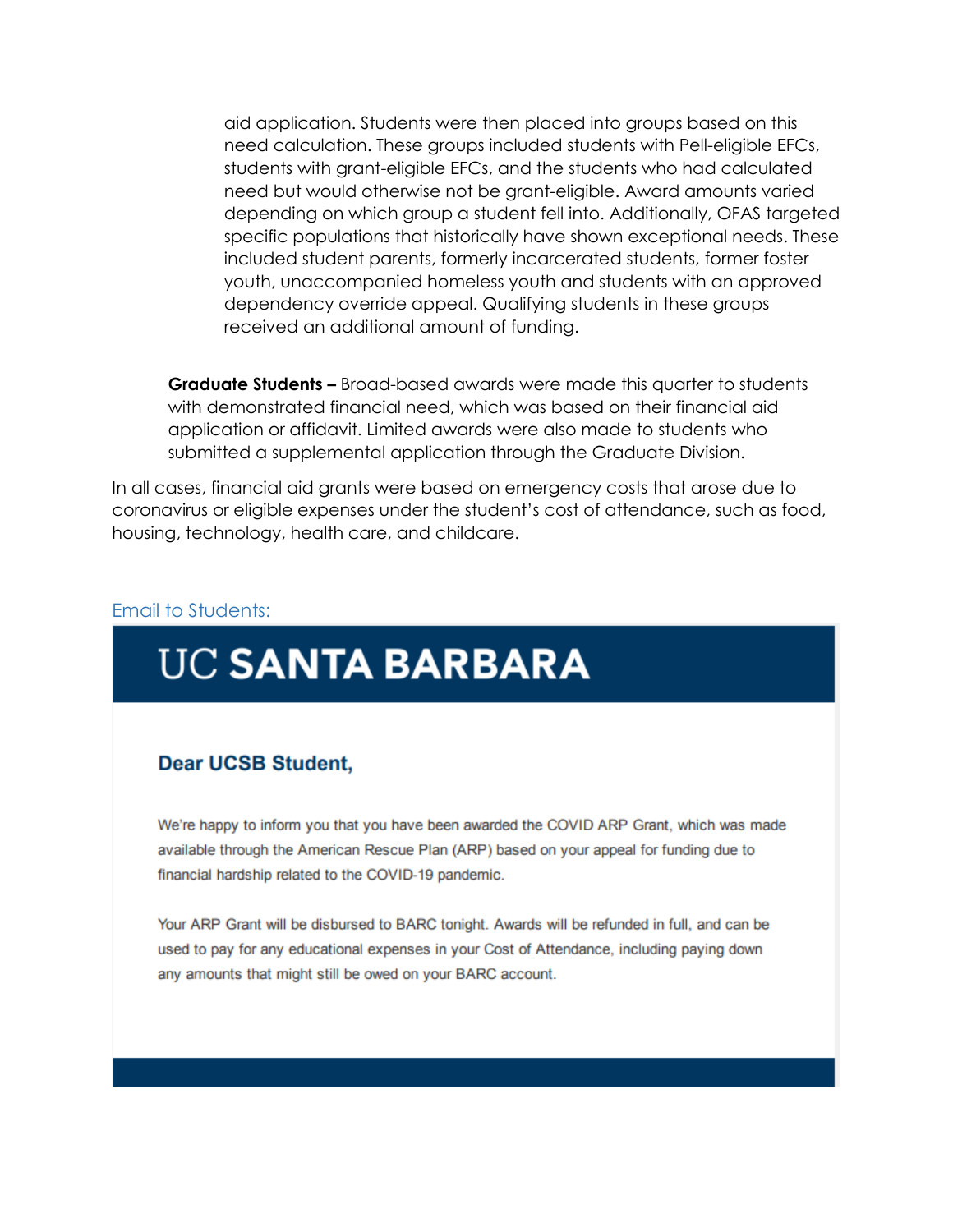aid application. Students were then placed into groups based on this need calculation. These groups included students with Pell-eligible EFCs, students with grant-eligible EFCs, and the students who had calculated need but would otherwise not be grant-eligible. Award amounts varied depending on which group a student fell into. Additionally, OFAS targeted specific populations that historically have shown exceptional needs. These included student parents, formerly incarcerated students, former foster youth, unaccompanied homeless youth and students with an approved dependency override appeal. Qualifying students in these groups received an additional amount of funding.

**Graduate Students –** Broad-based awards were made this quarter to students with demonstrated financial need, which was based on their financial aid application or affidavit. Limited awards were also made to students who submitted a supplemental application through the Graduate Division.

In all cases, financial aid grants were based on emergency costs that arose due to coronavirus or eligible expenses under the student's cost of attendance, such as food, housing, technology, health care, and childcare.

## Email to Students:

# UC SANTA BARBARA

### Dear UCSB Student,

We're happy to inform you that you have been awarded the COVID ARP Grant, which was made available through the American Rescue Plan (ARP) based on your appeal for funding due to financial hardship related to the COVID-19 pandemic.

Your ARP Grant will be disbursed to BARC tonight. Awards will be refunded in full, and can be used to pay for any educational expenses in your Cost of Attendance, including paying down any amounts that might still be owed on your BARC account.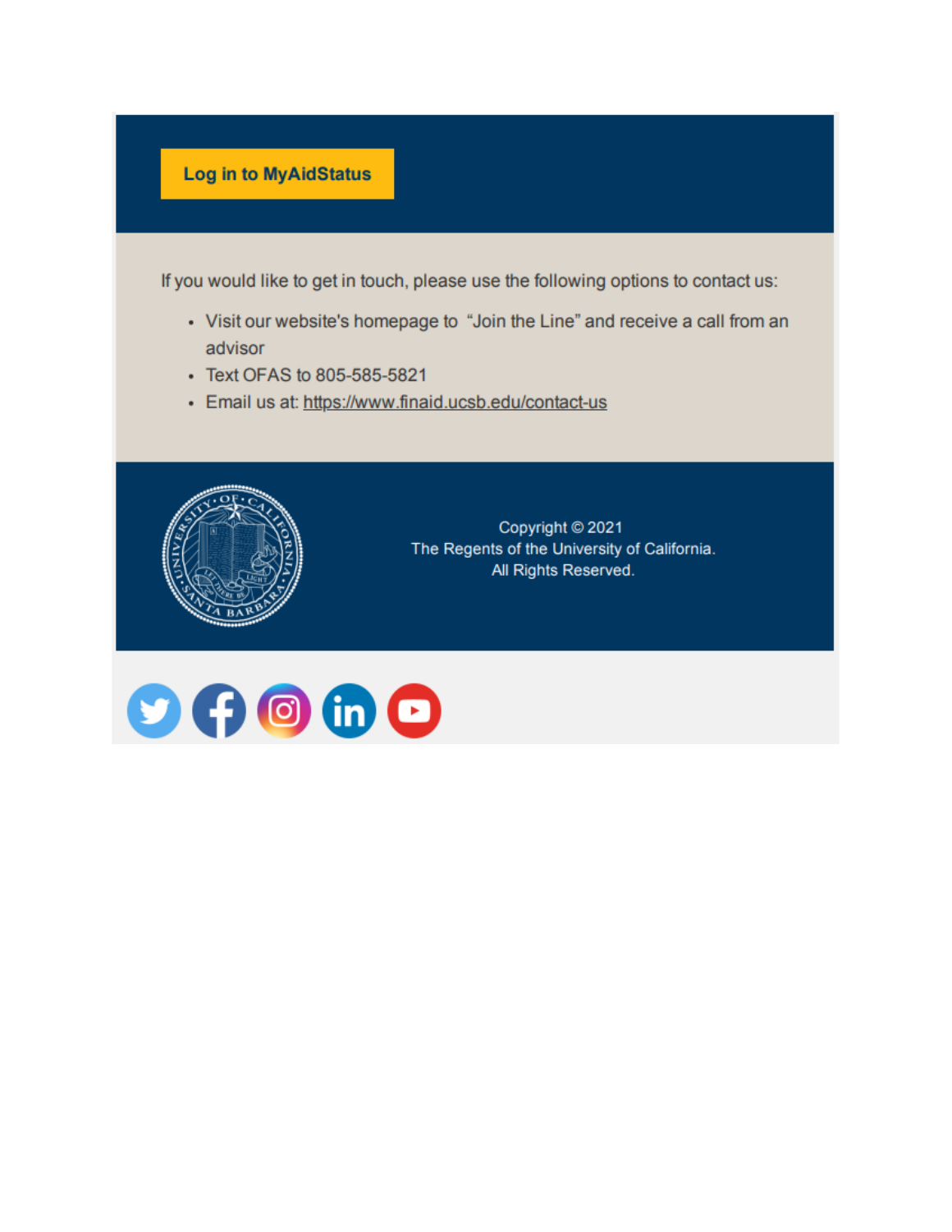**Log in to MyAidStatus**

If you would like to get in touch, please use the following options to contact us:

- Visit our website's homepage to "Join the Line" and receive a call from an advisor
- Text OFAS to 805-585-5821
- Email us at: https://www.finaid.ucsb.edu/contact-us

Copyright © 2021
The Regents of the University of California.
All Rights Reserved.